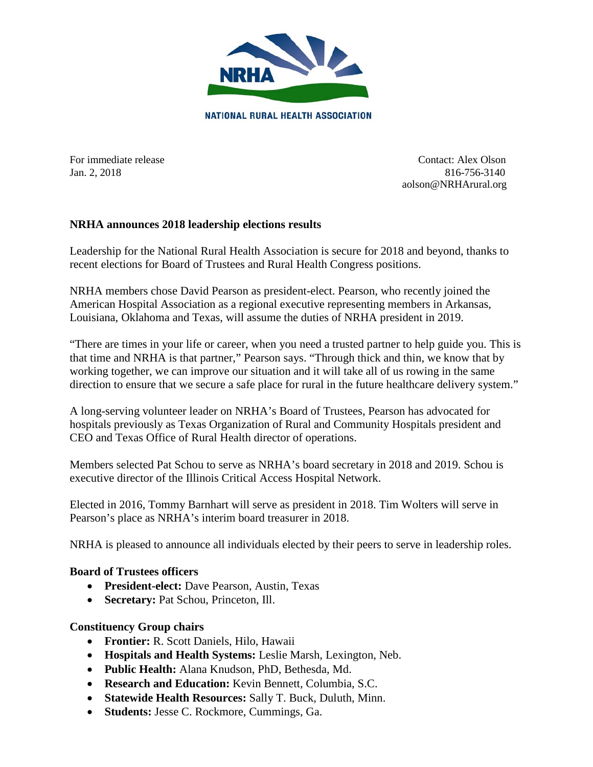NRHA

NATIONAL RURAL HEALTH ASSOCIATION

For immediate release
Jan. 2, 2018

Contact: Alex Olson
816-756-3140
aolson@NRHArural.org

**NRHA announces 2018 leadership elections results**

Leadership for the National Rural Health Association is secure for 2018 and beyond, thanks to recent elections for Board of Trustees and Rural Health Congress positions.

NRHA members chose David Pearson as president-elect. Pearson, who recently joined the American Hospital Association as a regional executive representing members in Arkansas, Louisiana, Oklahoma and Texas, will assume the duties of NRHA president in 2019.

"There are times in your life or career, when you need a trusted partner to help guide you. This is that time and NRHA is that partner," Pearson says. "Through thick and thin, we know that by working together, we can improve our situation and it will take all of us rowing in the same direction to ensure that we secure a safe place for rural in the future healthcare delivery system."

A long-serving volunteer leader on NRHA's Board of Trustees, Pearson has advocated for hospitals previously as Texas Organization of Rural and Community Hospitals president and CEO and Texas Office of Rural Health director of operations.

Members selected Pat Schou to serve as NRHA's board secretary in 2018 and 2019. Schou is executive director of the Illinois Critical Access Hospital Network.

Elected in 2016, Tommy Barnhart will serve as president in 2018. Tim Wolters will serve in Pearson's place as NRHA's interim board treasurer in 2018.

NRHA is pleased to announce all individuals elected by their peers to serve in leadership roles.

**Board of Trustees officers**

- **President-elect:** Dave Pearson, Austin, Texas
- **Secretary:** Pat Schou, Princeton, Ill.

**Constituency Group chairs**

- **Frontier:** R. Scott Daniels, Hilo, Hawaii
- **Hospitals and Health Systems:** Leslie Marsh, Lexington, Neb.
- **Public Health:** Alana Knudson, PhD, Bethesda, Md.
- **Research and Education:** Kevin Bennett, Columbia, S.C.
- **Statewide Health Resources:** Sally T. Buck, Duluth, Minn.
- **Students:** Jesse C. Rockmore, Cummings, Ga.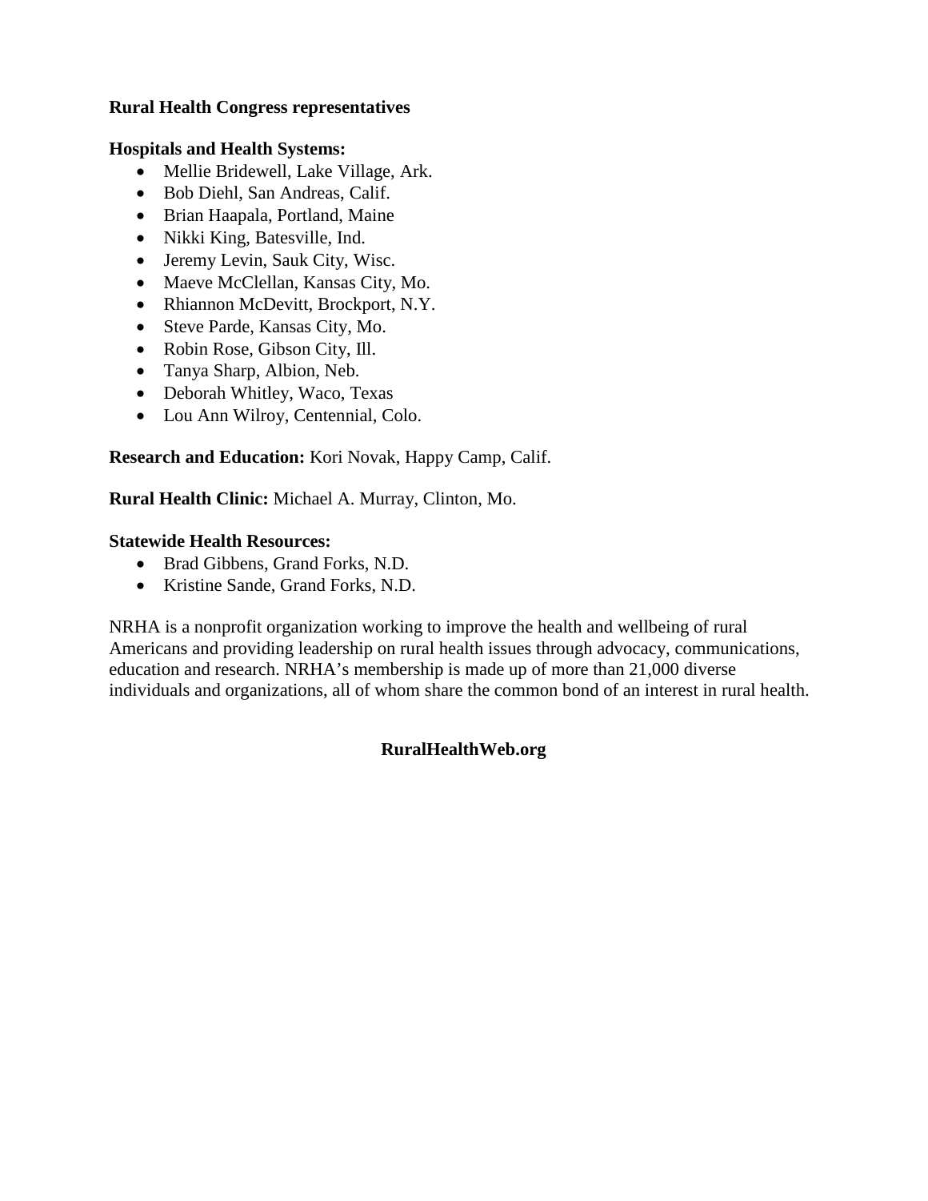**Rural Health Congress representatives**

**Hospitals and Health Systems:**

- Mellie Bridewell, Lake Village, Ark.
- Bob Diehl, San Andreas, Calif.
- Brian Haapala, Portland, Maine
- Nikki King, Batesville, Ind.
- Jeremy Levin, Sauk City, Wisc.
- Maeve McClellan, Kansas City, Mo.
- Rhiannon McDevitt, Brockport, N.Y.
- Steve Parde, Kansas City, Mo.
- Robin Rose, Gibson City, Ill.
- Tanya Sharp, Albion, Neb.
- Deborah Whitley, Waco, Texas
- Lou Ann Wilroy, Centennial, Colo.

**Research and Education:** Kori Novak, Happy Camp, Calif.

**Rural Health Clinic:** Michael A. Murray, Clinton, Mo.

**Statewide Health Resources:**

- Brad Gibbens, Grand Forks, N.D.
- Kristine Sande, Grand Forks, N.D.

NRHA is a nonprofit organization working to improve the health and wellbeing of rural Americans and providing leadership on rural health issues through advocacy, communications, education and research. NRHA's membership is made up of more than 21,000 diverse individuals and organizations, all of whom share the common bond of an interest in rural health.

**RuralHealthWeb.org**